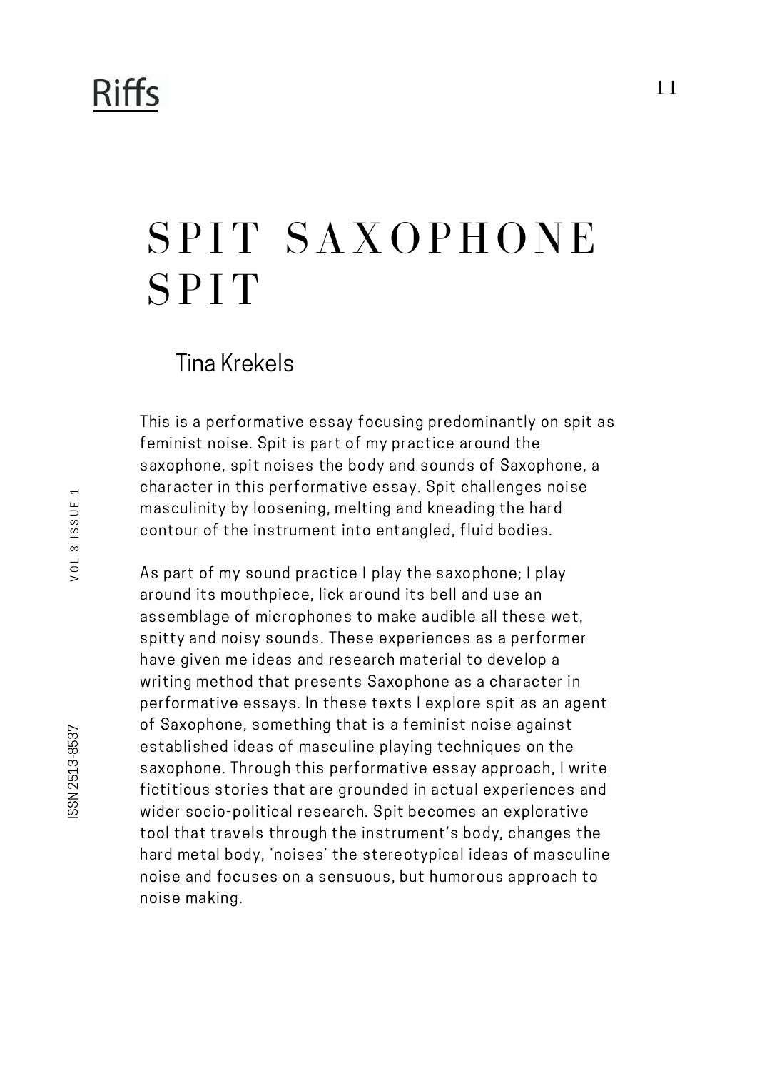# SPIT SAXOPHONE SPIT

Tina Krekels

This is a performative essay focusing predominantly on spit as feminist noise. Spit is part of my practice around the saxophone, spit noises the body and sounds of Saxophone, a character in this performative essay. Spit challenges noise masculinity by loosening, melting and kneading the hard contour of the instrument into entangled, fluid bodies.

As part of my sound practice I play the saxophone; I play around its mouthpiece, lick around its bell and use an assemblage of microphones to make audible all these wet, spitty and noisy sounds. These experiences as a performer have given me ideas and research material to develop a writing method that presents Saxophone as a character in performative essays. In these texts I explore spit as an agent of Saxophone, something that is a feminist noise against established ideas of masculine playing techniques on the saxophone. Through this performative essay approach, I write fictitious stories that are grounded in actual experiences and wider socio-political research. Spit becomes an explorative tool that travels through the instrument's body, changes the hard metal body, 'noises' the stereotypical ideas of masculine noise and focuses on a sensuous, but humorous approach to noise making.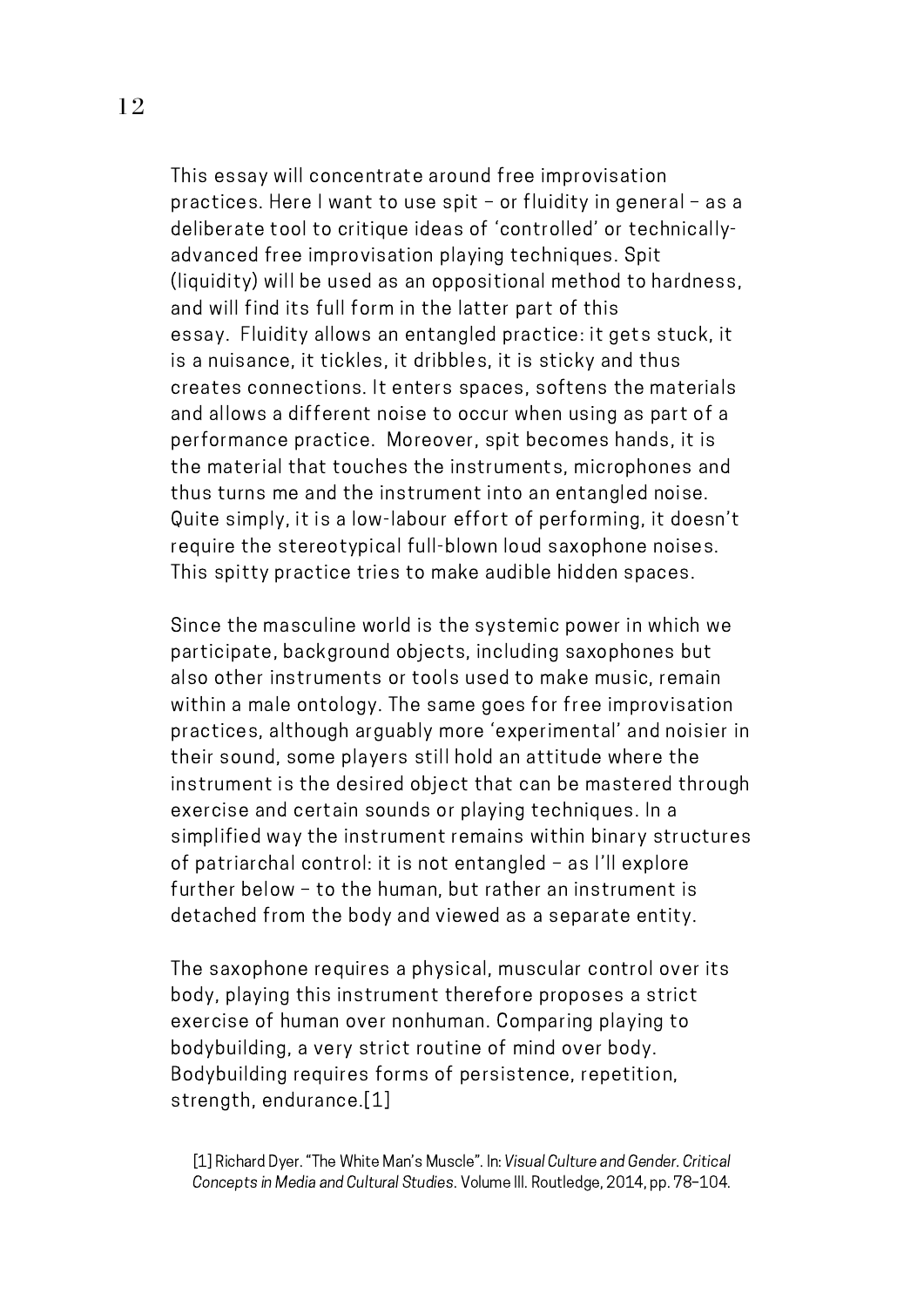This essay will concentrate around free improvisation practices. Here I want to use spit – or fluidity in general – as a deliberate tool to critique ideas of 'controlled' or technically-advanced free improvisation playing techniques. Spit (liquidity) will be used as an oppositional method to hardness, and will find its full form in the latter part of this essay. Fluidity allows an entangled practice: it gets stuck, it is a nuisance, it tickles, it dribbles, it is sticky and thus creates connections. It enters spaces, softens the materials and allows a different noise to occur when using as part of a performance practice. Moreover, spit becomes hands, it is the material that touches the instruments, microphones and thus turns me and the instrument into an entangled noise. Quite simply, it is a low-labour effort of performing, it doesn't require the stereotypical full-blown loud saxophone noises. This spitty practice tries to make audible hidden spaces.

Since the masculine world is the systemic power in which we participate, background objects, including saxophones but also other instruments or tools used to make music, remain within a male ontology. The same goes for free improvisation practices, although arguably more 'experimental' and noisier in their sound, some players still hold an attitude where the instrument is the desired object that can be mastered through exercise and certain sounds or playing techniques. In a simplified way the instrument remains within binary structures of patriarchal control: it is not entangled – as I'll explore further below – to the human, but rather an instrument is detached from the body and viewed as a separate entity.

The saxophone requires a physical, muscular control over its body, playing this instrument therefore proposes a strict exercise of human over nonhuman. Comparing playing to bodybuilding, a very strict routine of mind over body. Bodybuilding requires forms of persistence, repetition, strength, endurance.[1]

[1] Richard Dyer. "The White Man's Muscle". In: *Visual Culture and Gender. Critical Concepts in Media and Cultural Studies*. Volume III. Routledge, 2014, pp. 78–104.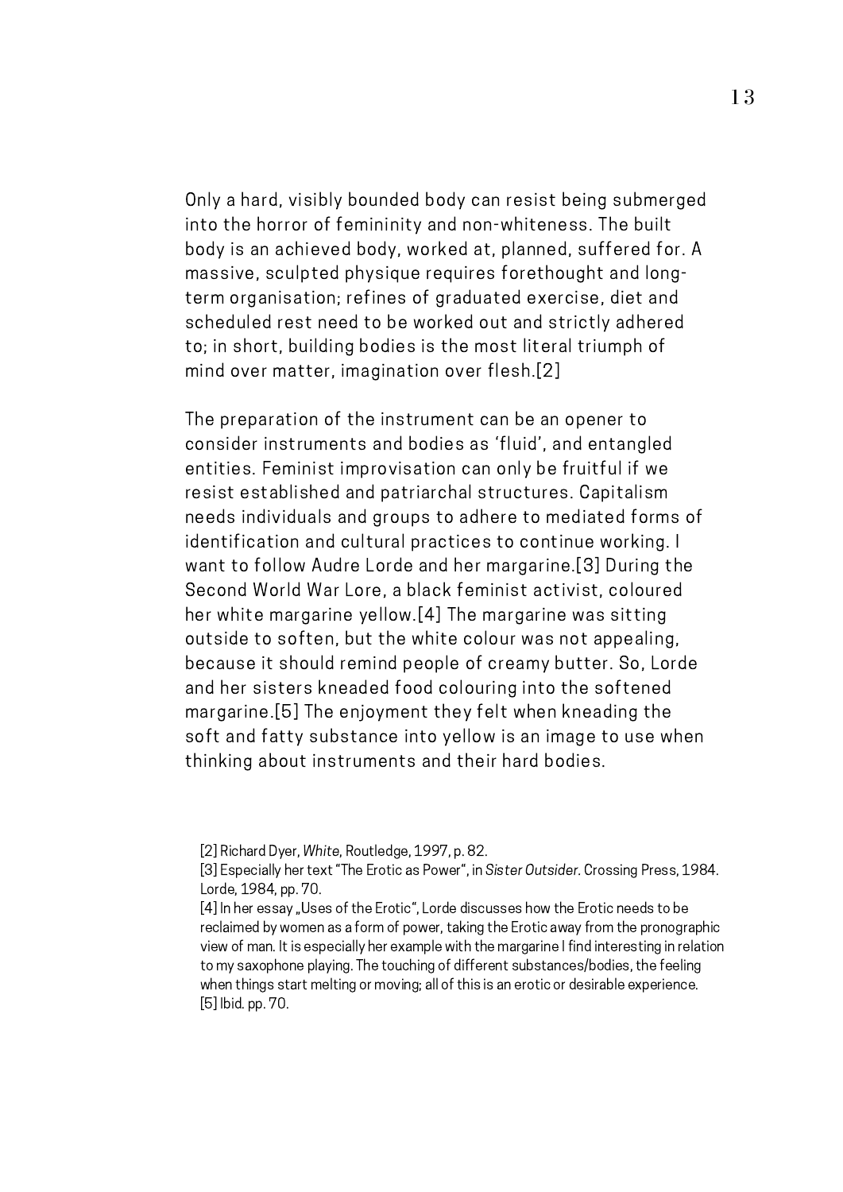Only a hard, visibly bounded body can resist being submerged into the horror of femininity and non-whiteness. The built body is an achieved body, worked at, planned, suffered for. A massive, sculpted physique requires forethought and long-term organisation; refines of graduated exercise, diet and scheduled rest need to be worked out and strictly adhered to; in short, building bodies is the most literal triumph of mind over matter, imagination over flesh.[2]

The preparation of the instrument can be an opener to consider instruments and bodies as 'fluid', and entangled entities. Feminist improvisation can only be fruitful if we resist established and patriarchal structures. Capitalism needs individuals and groups to adhere to mediated forms of identification and cultural practices to continue working. I want to follow Audre Lorde and her margarine.[3] During the Second World War Lore, a black feminist activist, coloured her white margarine yellow.[4] The margarine was sitting outside to soften, but the white colour was not appealing, because it should remind people of creamy butter. So, Lorde and her sisters kneaded food colouring into the softened margarine.[5] The enjoyment they felt when kneading the soft and fatty substance into yellow is an image to use when thinking about instruments and their hard bodies.

[2] Richard Dyer, *White*, Routledge, 1997, p. 82.
[3] Especially her text "The Erotic as Power", in *Sister Outsider*. Crossing Press, 1984. Lorde, 1984, pp. 70.
[4] In her essay „Uses of the Erotic", Lorde discusses how the Erotic needs to be reclaimed by women as a form of power, taking the Erotic away from the pronographic view of man. It is especially her example with the margarine I find interesting in relation to my saxophone playing. The touching of different substances/bodies, the feeling when things start melting or moving; all of this is an erotic or desirable experience.
[5] Ibid. pp. 70.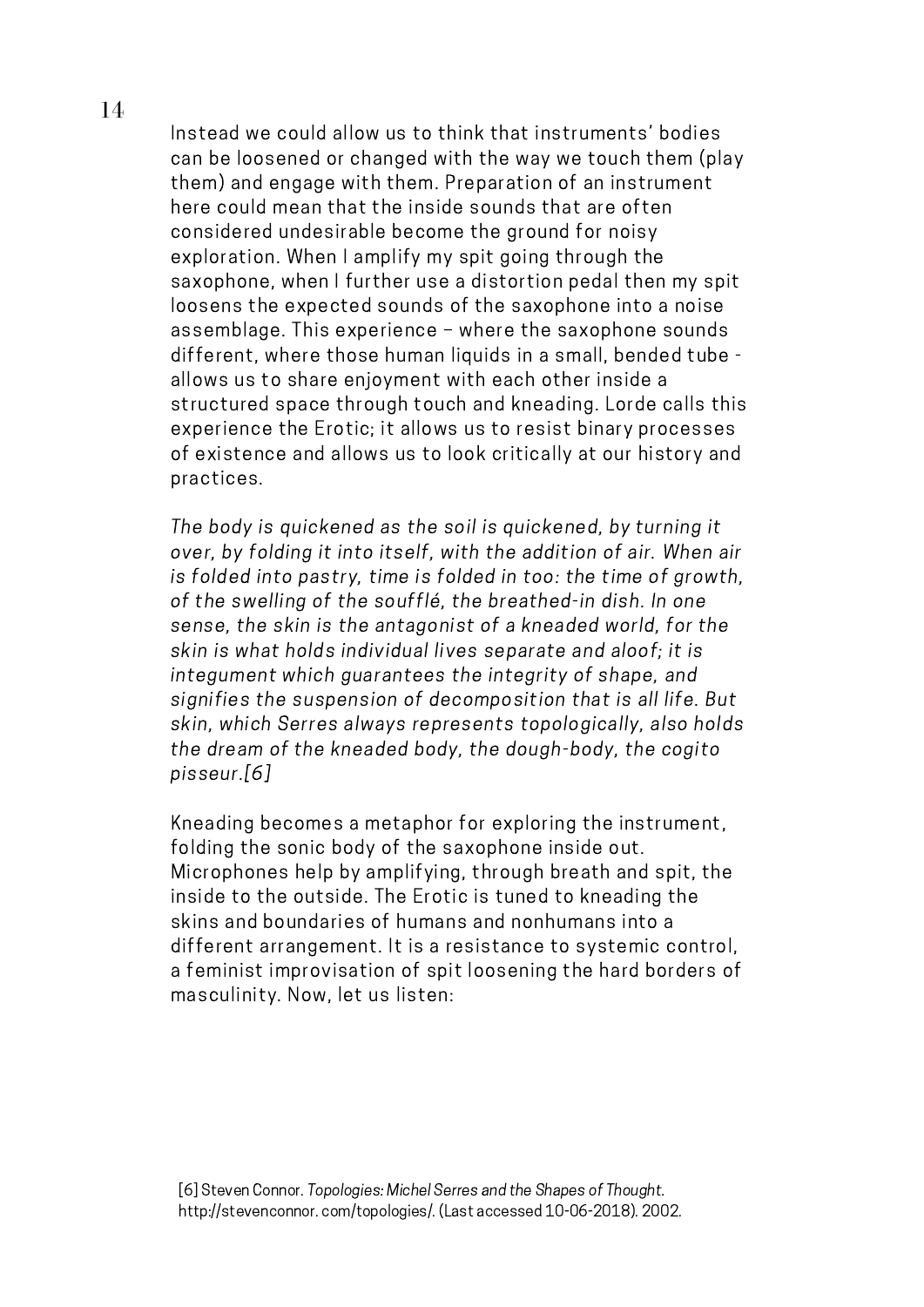Instead we could allow us to think that instruments' bodies can be loosened or changed with the way we touch them (play them) and engage with them. Preparation of an instrument here could mean that the inside sounds that are often considered undesirable become the ground for noisy exploration. When I amplify my spit going through the saxophone, when I further use a distortion pedal then my spit loosens the expected sounds of the saxophone into a noise assemblage. This experience – where the saxophone sounds different, where those human liquids in a small, bended tube - allows us to share enjoyment with each other inside a structured space through touch and kneading. Lorde calls this experience the Erotic; it allows us to resist binary processes of existence and allows us to look critically at our history and practices.

*The body is quickened as the soil is quickened, by turning it over, by folding it into itself, with the addition of air. When air is folded into pastry, time is folded in too: the time of growth, of the swelling of the soufflé, the breathed-in dish. In one sense, the skin is the antagonist of a kneaded world, for the skin is what holds individual lives separate and aloof; it is integument which guarantees the integrity of shape, and signifies the suspension of decomposition that is all life. But skin, which Serres always represents topologically, also holds the dream of the kneaded body, the dough-body, the cogito pisseur.[6]*

Kneading becomes a metaphor for exploring the instrument, folding the sonic body of the saxophone inside out. Microphones help by amplifying, through breath and spit, the inside to the outside. The Erotic is tuned to kneading the skins and boundaries of humans and nonhumans into a different arrangement. It is a resistance to systemic control, a feminist improvisation of spit loosening the hard borders of masculinity. Now, let us listen:

[6] Steven Connor. *Topologies: Michel Serres and the Shapes of Thought.* http://stevenconnor.com/topologies/. (Last accessed 10-06-2018). 2002.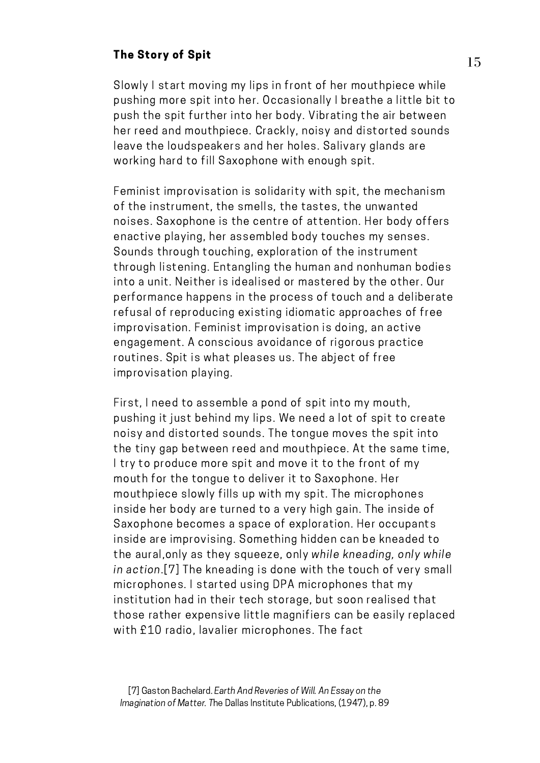## The Story of Spit

Slowly I start moving my lips in front of her mouthpiece while pushing more spit into her. Occasionally I breathe a little bit to push the spit further into her body. Vibrating the air between her reed and mouthpiece. Crackly, noisy and distorted sounds leave the loudspeakers and her holes. Salivary glands are working hard to fill Saxophone with enough spit.

Feminist improvisation is solidarity with spit, the mechanism of the instrument, the smells, the tastes, the unwanted noises. Saxophone is the centre of attention. Her body offers enactive playing, her assembled body touches my senses. Sounds through touching, exploration of the instrument through listening. Entangling the human and nonhuman bodies into a unit. Neither is idealised or mastered by the other. Our performance happens in the process of touch and a deliberate refusal of reproducing existing idiomatic approaches of free improvisation. Feminist improvisation is doing, an active engagement. A conscious avoidance of rigorous practice routines. Spit is what pleases us. The abject of free improvisation playing.

First, I need to assemble a pond of spit into my mouth, pushing it just behind my lips. We need a lot of spit to create noisy and distorted sounds. The tongue moves the spit into the tiny gap between reed and mouthpiece. At the same time, I try to produce more spit and move it to the front of my mouth for the tongue to deliver it to Saxophone. Her mouthpiece slowly fills up with my spit. The microphones inside her body are turned to a very high gain. The inside of Saxophone becomes a space of exploration. Her occupants inside are improvising. Something hidden can be kneaded to the aural,only as they squeeze, only *while kneading, only while in action*.[7] The kneading is done with the touch of very small microphones. I started using DPA microphones that my institution had in their tech storage, but soon realised that those rather expensive little magnifiers can be easily replaced with £10 radio, lavalier microphones. The fact

[7] Gaston Bachelard. *Earth And Reveries of Will. An Essay on the Imagination of Matter.* The Dallas Institute Publications, (1947), p. 89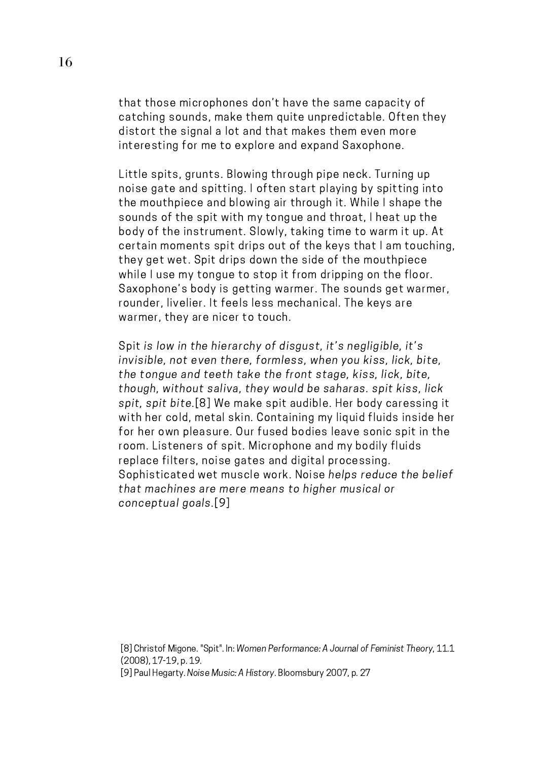that those microphones don't have the same capacity of catching sounds, make them quite unpredictable. Often they distort the signal a lot and that makes them even more interesting for me to explore and expand Saxophone.

Little spits, grunts. Blowing through pipe neck. Turning up noise gate and spitting. I often start playing by spitting into the mouthpiece and blowing air through it. While I shape the sounds of the spit with my tongue and throat, I heat up the body of the instrument. Slowly, taking time to warm it up. At certain moments spit drips out of the keys that I am touching, they get wet. Spit drips down the side of the mouthpiece while I use my tongue to stop it from dripping on the floor. Saxophone's body is getting warmer. The sounds get warmer, rounder, livelier. It feels less mechanical. The keys are warmer, they are nicer to touch.

Spit *is low in the hierarchy of disgust, it's negligible, it's invisible, not even there, formless, when you kiss, lick, bite, the tongue and teeth take the front stage, kiss, lick, bite, though, without saliva, they would be saharas. spit kiss, lick spit, spit bite.*[8] We make spit audible. Her body caressing it with her cold, metal skin. Containing my liquid fluids inside her for her own pleasure. Our fused bodies leave sonic spit in the room. Listeners of spit. Microphone and my bodily fluids replace filters, noise gates and digital processing. Sophisticated wet muscle work. Noise *helps reduce the belief that machines are mere means to higher musical or conceptual goals*.[9]

[8] Christof Migone. "Spit". In: *Women Performance: A Journal of Feminist Theory*, 11.1 (2008), 17-19, p. 19.
[9] Paul Hegarty. *Noise Music: A History*. Bloomsbury 2007, p. 27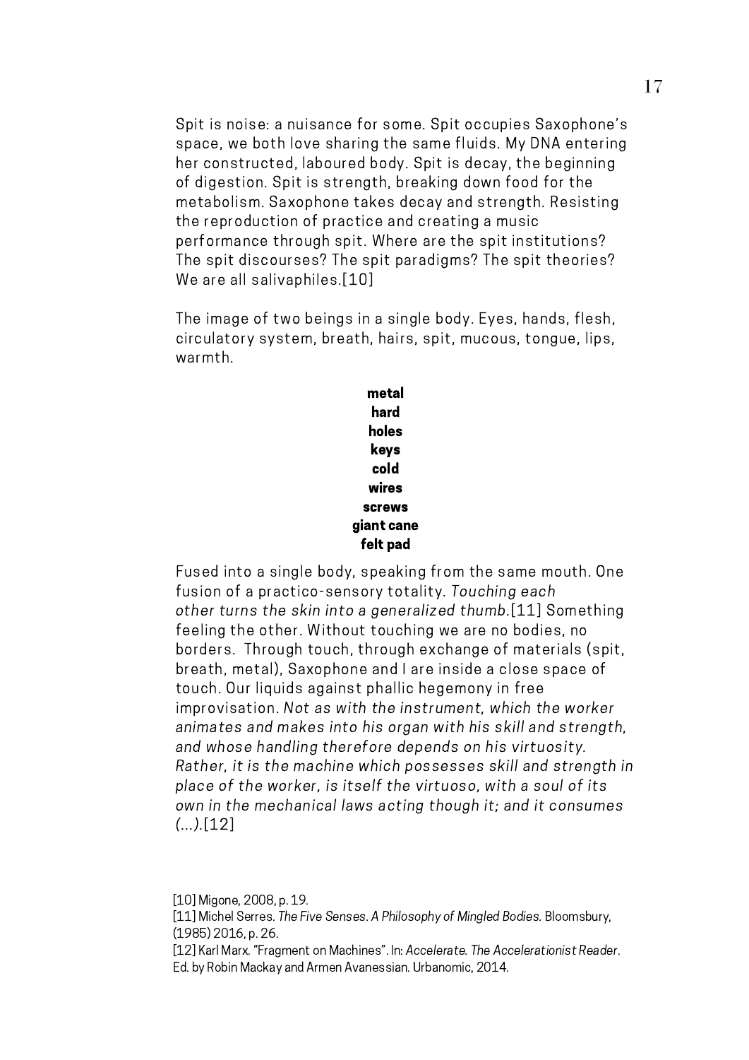Spit is noise: a nuisance for some. Spit occupies Saxophone's space, we both love sharing the same fluids. My DNA entering her constructed, laboured body. Spit is decay, the beginning of digestion. Spit is strength, breaking down food for the metabolism. Saxophone takes decay and strength. Resisting the reproduction of practice and creating a music performance through spit. Where are the spit institutions? The spit discourses? The spit paradigms? The spit theories? We are all salivaphiles.[10]

The image of two beings in a single body. Eyes, hands, flesh, circulatory system, breath, hairs, spit, mucous, tongue, lips, warmth.

**metal**
**hard**
**holes**
**keys**
**cold**
**wires**
**screws**
**giant cane**
**felt pad**

Fused into a single body, speaking from the same mouth. One fusion of a practico-sensory totality. *Touching each other turns the skin into a generalized thumb*.[11] Something feeling the other. Without touching we are no bodies, no borders. Through touch, through exchange of materials (spit, breath, metal), Saxophone and I are inside a close space of touch. Our liquids against phallic hegemony in free improvisation. *Not as with the instrument, which the worker animates and makes into his organ with his skill and strength, and whose handling therefore depends on his virtuosity. Rather, it is the machine which possesses skill and strength in place of the worker, is itself the virtuoso, with a soul of its own in the mechanical laws acting though it; and it consumes (...)*.[12]

[10] Migone, 2008, p. 19.

[11] Michel Serres. *The Five Senses. A Philosophy of Mingled Bodies.* Bloomsbury, (1985) 2016, p. 26.

[12] Karl Marx. "Fragment on Machines". In: *Accelerate. The Accelerationist Reader*. Ed. by Robin Mackay and Armen Avanessian. Urbanomic, 2014.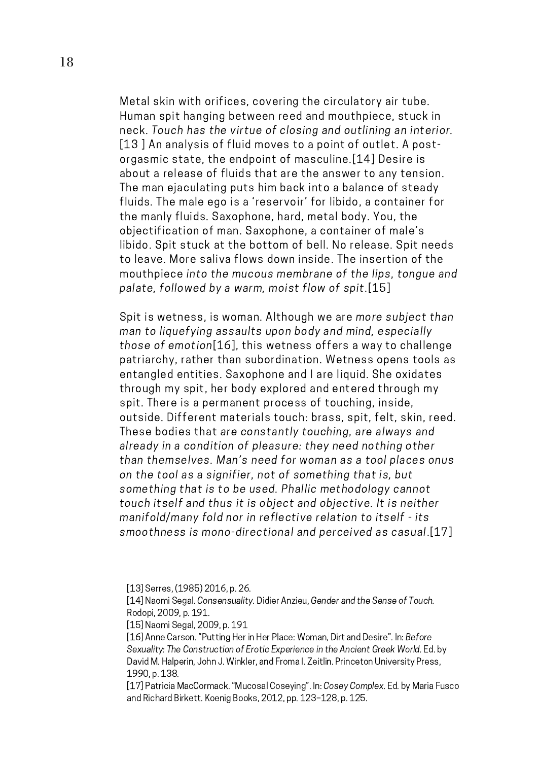Metal skin with orifices, covering the circulatory air tube. Human spit hanging between reed and mouthpiece, stuck in neck. *Touch has the virtue of closing and outlining an interior.* [13 ] An analysis of fluid moves to a point of outlet. A post-orgasmic state, the endpoint of masculine.[14] Desire is about a release of fluids that are the answer to any tension. The man ejaculating puts him back into a balance of steady fluids. The male ego is a 'reservoir' for libido, a container for the manly fluids. Saxophone, hard, metal body. You, the objectification of man. Saxophone, a container of male's libido. Spit stuck at the bottom of bell. No release. Spit needs to leave. More saliva flows down inside. The insertion of the mouthpiece *into the mucous membrane of the lips, tongue and palate, followed by a warm, moist flow of spit*.[15]

Spit is wetness, is woman. Although we are *more subject than man to liquefying assaults upon body and mind, especially those of emotion*[16], this wetness offers a way to challenge patriarchy, rather than subordination. Wetness opens tools as entangled entities. Saxophone and I are liquid. She oxidates through my spit, her body explored and entered through my spit. There is a permanent process of touching, inside, outside. Different materials touch: brass, spit, felt, skin, reed. These bodies that *are constantly touching, are always and already in a condition of pleasure: they need nothing other than themselves. Man's need for woman as a tool places onus on the tool as a signifier, not of something that is, but something that is to be used. Phallic methodology cannot touch itself and thus it is object and objective. It is neither manifold/many fold nor in reflective relation to itself - its smoothness is mono-directional and perceived as casual*.[17]

[13] Serres, (1985) 2016, p. 26.

[14] Naomi Segal. *Consensuality*. Didier Anzieu, *Gender and the Sense of Touch*. Rodopi, 2009, p. 191.

[15] Naomi Segal, 2009, p. 191

[16] Anne Carson. "Putting Her in Her Place: Woman, Dirt and Desire". In: *Before Sexuality: The Construction of Erotic Experience in the Ancient Greek World*. Ed. by David M. Halperin, John J. Winkler, and Froma I. Zeitlin. Princeton University Press, 1990, p. 138.

[17] Patricia MacCormack. "Mucosal Coseying". In: *Cosey Complex*. Ed. by Maria Fusco and Richard Birkett. Koenig Books, 2012, pp. 123–128, p. 125.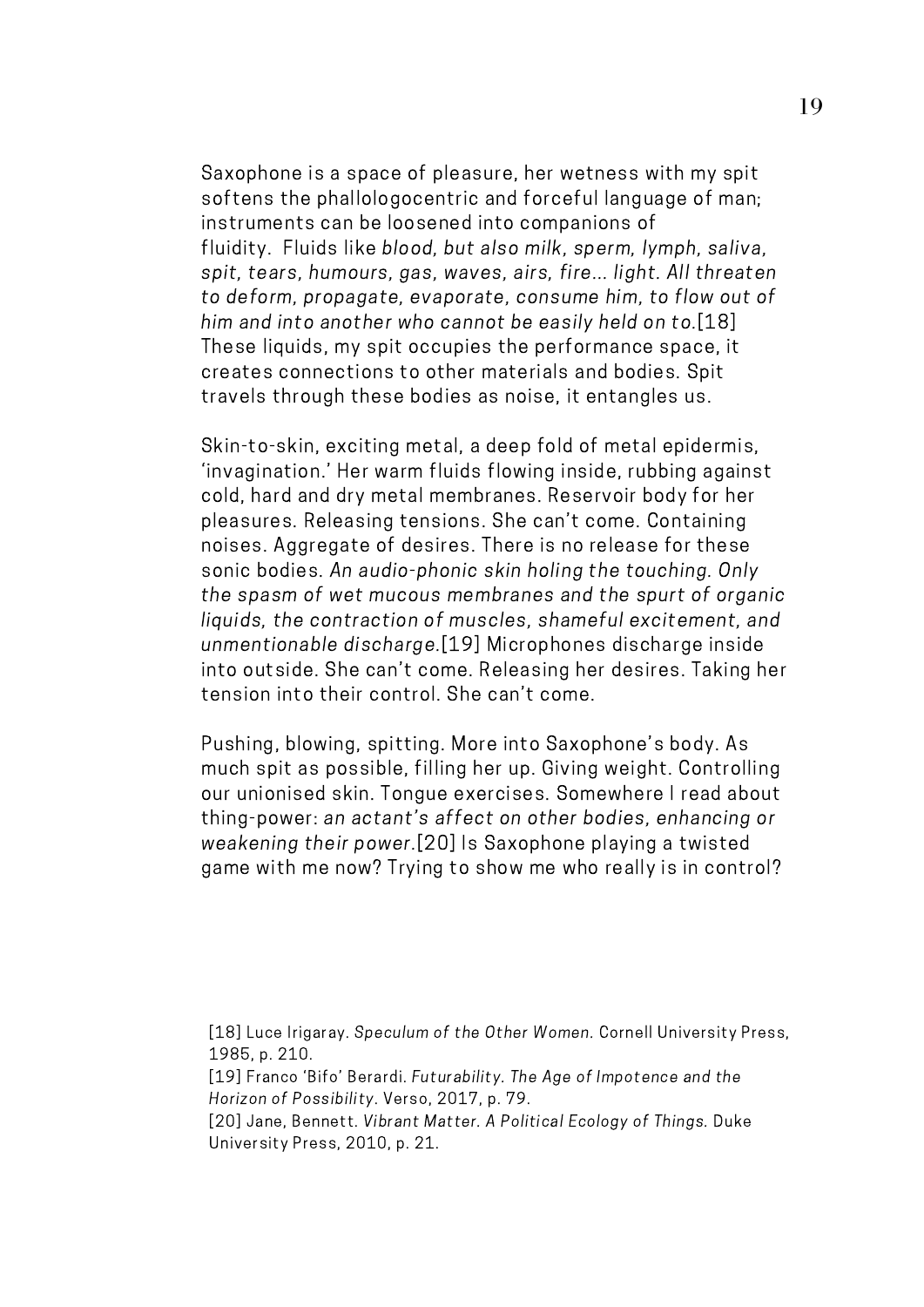Saxophone is a space of pleasure, her wetness with my spit softens the phallologocentric and forceful language of man; instruments can be loosened into companions of fluidity. Fluids like *blood, but also milk, sperm, lymph, saliva, spit, tears, humours, gas, waves, airs, fire... light. All threaten to deform, propagate, evaporate, consume him, to flow out of him and into another who cannot be easily held on to.*[18] These liquids, my spit occupies the performance space, it creates connections to other materials and bodies. Spit travels through these bodies as noise, it entangles us.

Skin-to-skin, exciting metal, a deep fold of metal epidermis, 'invagination.' Her warm fluids flowing inside, rubbing against cold, hard and dry metal membranes. Reservoir body for her pleasures. Releasing tensions. She can't come. Containing noises. Aggregate of desires. There is no release for these sonic bodies. *An audio-phonic skin holing the touching. Only the spasm of wet mucous membranes and the spurt of organic liquids, the contraction of muscles, shameful excitement, and unmentionable discharge.*[19] Microphones discharge inside into outside. She can't come. Releasing her desires. Taking her tension into their control. She can't come.

Pushing, blowing, spitting. More into Saxophone's body. As much spit as possible, filling her up. Giving weight. Controlling our unionised skin. Tongue exercises. Somewhere I read about thing-power: *an actant's affect on other bodies, enhancing or weakening their power*.[20] Is Saxophone playing a twisted game with me now? Trying to show me who really is in control?

[18] Luce Irigaray. *Speculum of the Other Women.* Cornell University Press, 1985, p. 210.
[19] Franco 'Bifo' Berardi. *Futurability. The Age of Impotence and the Horizon of Possibility*. Verso, 2017, p. 79.
[20] Jane, Bennett. *Vibrant Matter. A Political Ecology of Things.* Duke University Press, 2010, p. 21.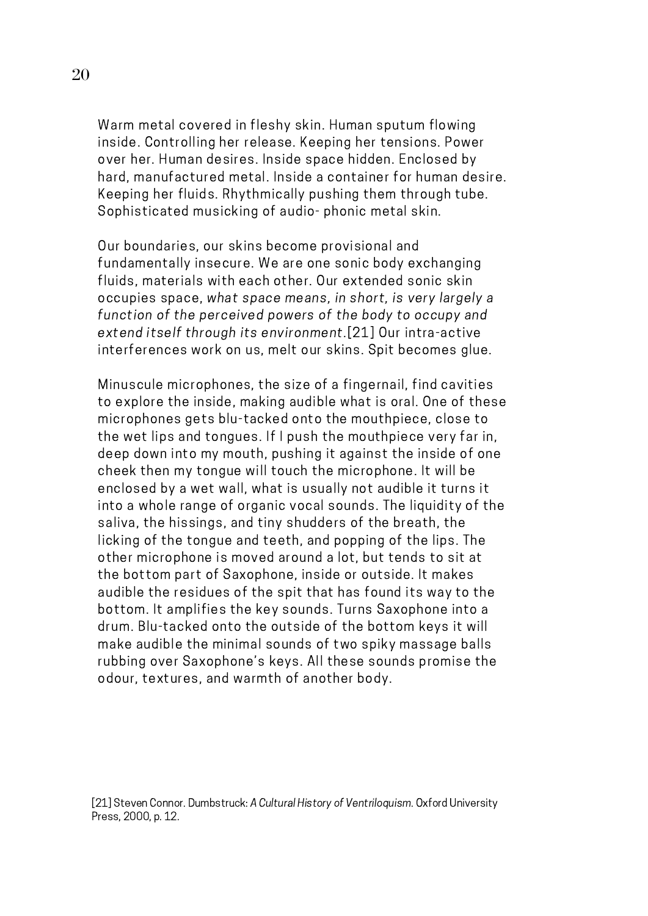Warm metal covered in fleshy skin. Human sputum flowing inside. Controlling her release. Keeping her tensions. Power over her. Human desires. Inside space hidden. Enclosed by hard, manufactured metal. Inside a container for human desire. Keeping her fluids. Rhythmically pushing them through tube. Sophisticated musicking of audio- phonic metal skin.

Our boundaries, our skins become provisional and fundamentally insecure. We are one sonic body exchanging fluids, materials with each other. Our extended sonic skin occupies space, *what space means, in short, is very largely a function of the perceived powers of the body to occupy and extend itself through its environment*.[21] Our intra-active interferences work on us, melt our skins. Spit becomes glue.

Minuscule microphones, the size of a fingernail, find cavities to explore the inside, making audible what is oral. One of these microphones gets blu-tacked onto the mouthpiece, close to the wet lips and tongues. If I push the mouthpiece very far in, deep down into my mouth, pushing it against the inside of one cheek then my tongue will touch the microphone. It will be enclosed by a wet wall, what is usually not audible it turns it into a whole range of organic vocal sounds. The liquidity of the saliva, the hissings, and tiny shudders of the breath, the licking of the tongue and teeth, and popping of the lips. The other microphone is moved around a lot, but tends to sit at the bottom part of Saxophone, inside or outside. It makes audible the residues of the spit that has found its way to the bottom. It amplifies the key sounds. Turns Saxophone into a drum. Blu-tacked onto the outside of the bottom keys it will make audible the minimal sounds of two spiky massage balls rubbing over Saxophone's keys. All these sounds promise the odour, textures, and warmth of another body.

[21] Steven Connor. Dumbstruck: *A Cultural History of Ventriloquism*. Oxford University Press, 2000, p. 12.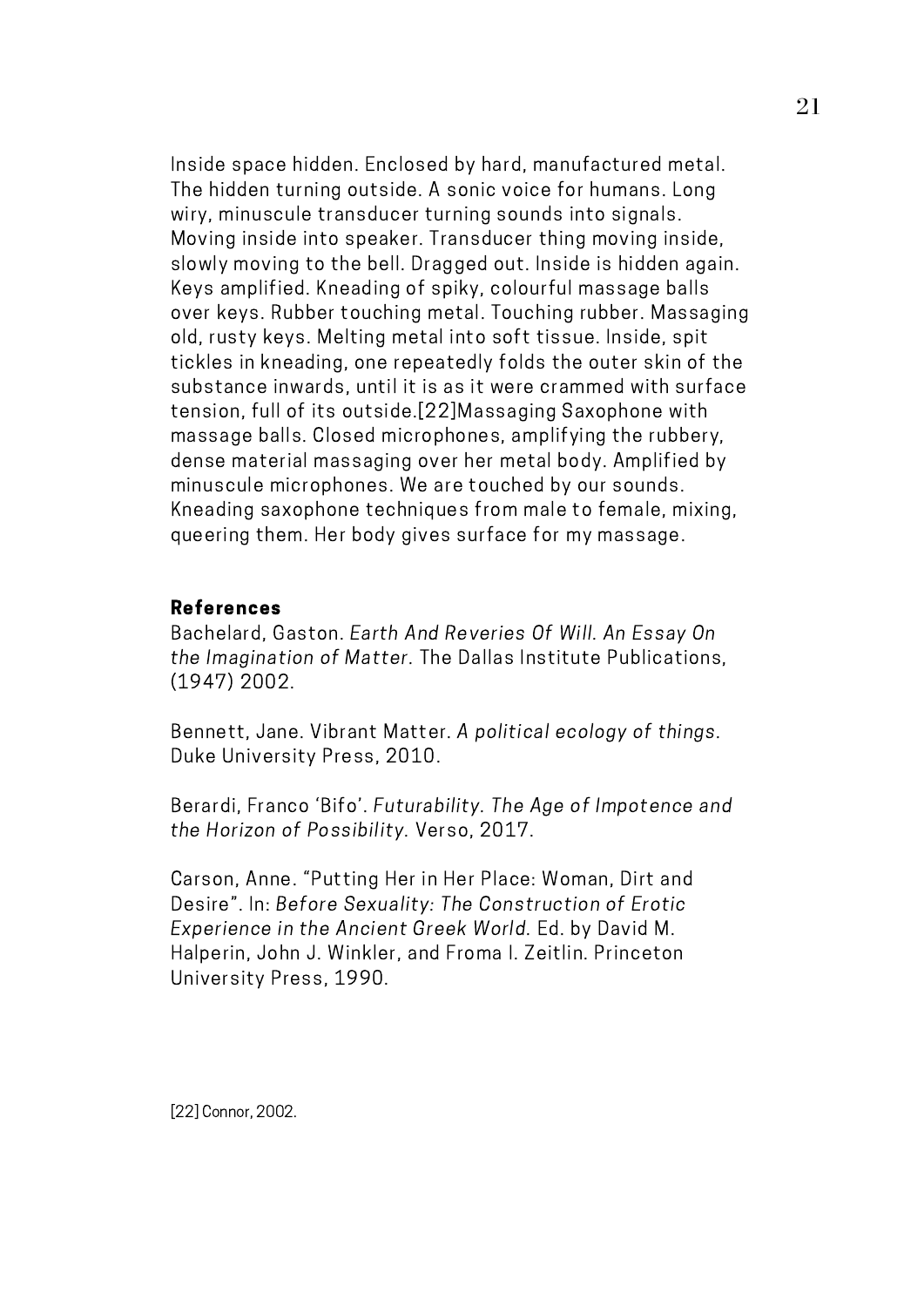Inside space hidden. Enclosed by hard, manufactured metal. The hidden turning outside. A sonic voice for humans. Long wiry, minuscule transducer turning sounds into signals. Moving inside into speaker. Transducer thing moving inside, slowly moving to the bell. Dragged out. Inside is hidden again. Keys amplified. Kneading of spiky, colourful massage balls over keys. Rubber touching metal. Touching rubber. Massaging old, rusty keys. Melting metal into soft tissue. Inside, spit tickles in kneading, one repeatedly folds the outer skin of the substance inwards, until it is as it were crammed with surface tension, full of its outside.[22]Massaging Saxophone with massage balls. Closed microphones, amplifying the rubbery, dense material massaging over her metal body. Amplified by minuscule microphones. We are touched by our sounds. Kneading saxophone techniques from male to female, mixing, queering them. Her body gives surface for my massage.

### References

Bachelard, Gaston. *Earth And Reveries Of Will. An Essay On the Imagination of Matter.* The Dallas Institute Publications, (1947) 2002.

Bennett, Jane. Vibrant Matter. *A political ecology of things.* Duke University Press, 2010.

Berardi, Franco 'Bifo'. *Futurability. The Age of Impotence and the Horizon of Possibility.* Verso, 2017.

Carson, Anne. "Putting Her in Her Place: Woman, Dirt and Desire". In: *Before Sexuality: The Construction of Erotic Experience in the Ancient Greek World.* Ed. by David M. Halperin, John J. Winkler, and Froma I. Zeitlin. Princeton University Press, 1990.

[22] Connor, 2002.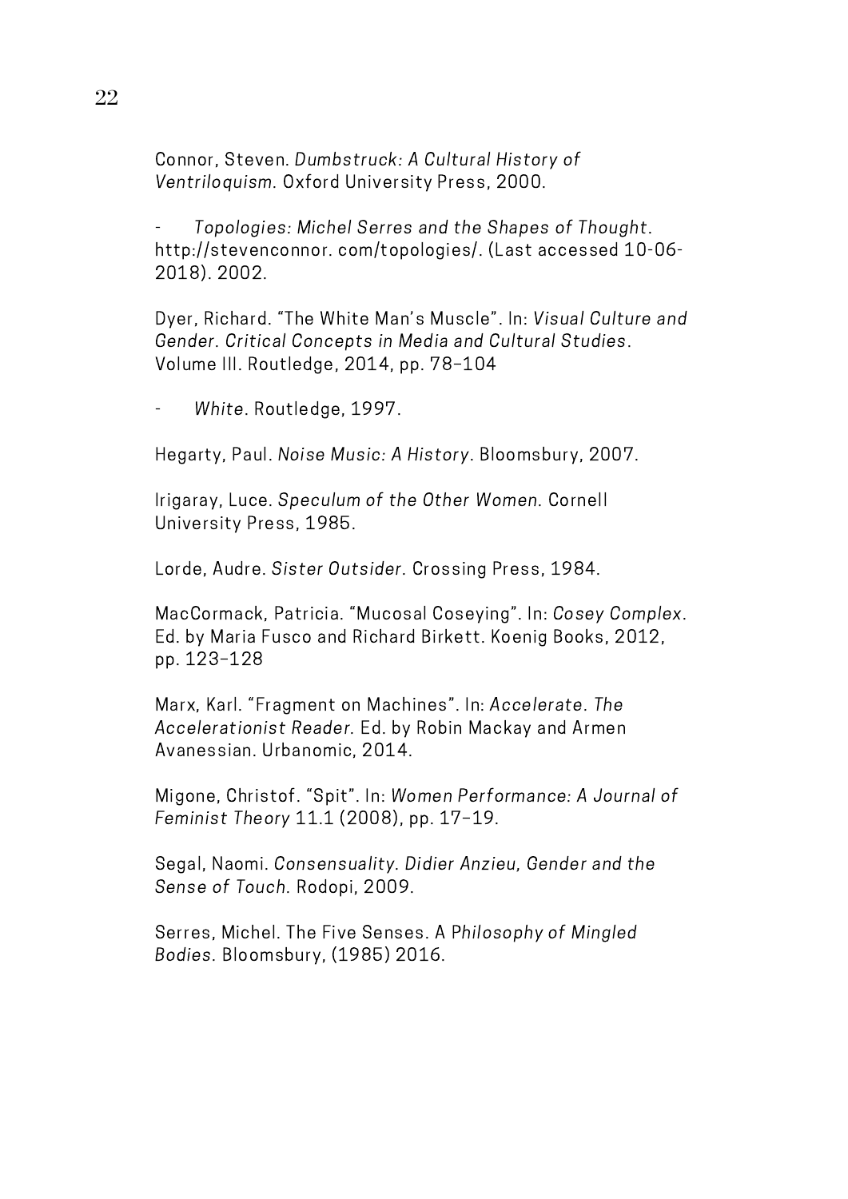Connor, Steven. *Dumbstruck: A Cultural History of Ventriloquism.* Oxford University Press, 2000.

- *Topologies: Michel Serres and the Shapes of Thought*. http://stevenconnor. com/topologies/. (Last accessed 10-06-2018). 2002.

Dyer, Richard. "The White Man's Muscle". In: *Visual Culture and Gender. Critical Concepts in Media and Cultural Studies*. Volume III. Routledge, 2014, pp. 78–104

- *White*. Routledge, 1997.

Hegarty, Paul. *Noise Music: A History*. Bloomsbury, 2007.

Irigaray, Luce. *Speculum of the Other Women.* Cornell University Press, 1985.

Lorde, Audre. *Sister Outsider.* Crossing Press, 1984.

MacCormack, Patricia. "Mucosal Coseying". In: *Cosey Complex*. Ed. by Maria Fusco and Richard Birkett. Koenig Books, 2012, pp. 123–128

Marx, Karl. "Fragment on Machines". In: *Accelerate. The Accelerationist Reader.* Ed. by Robin Mackay and Armen Avanessian. Urbanomic, 2014.

Migone, Christof. "Spit". In: *Women Performance: A Journal of Feminist Theory* 11.1 (2008), pp. 17–19.

Segal, Naomi. *Consensuality. Didier Anzieu, Gender and the Sense of Touch.* Rodopi, 2009.

Serres, Michel. The Five Senses. A P*hilosophy of Mingled Bodies.* Bloomsbury, (1985) 2016.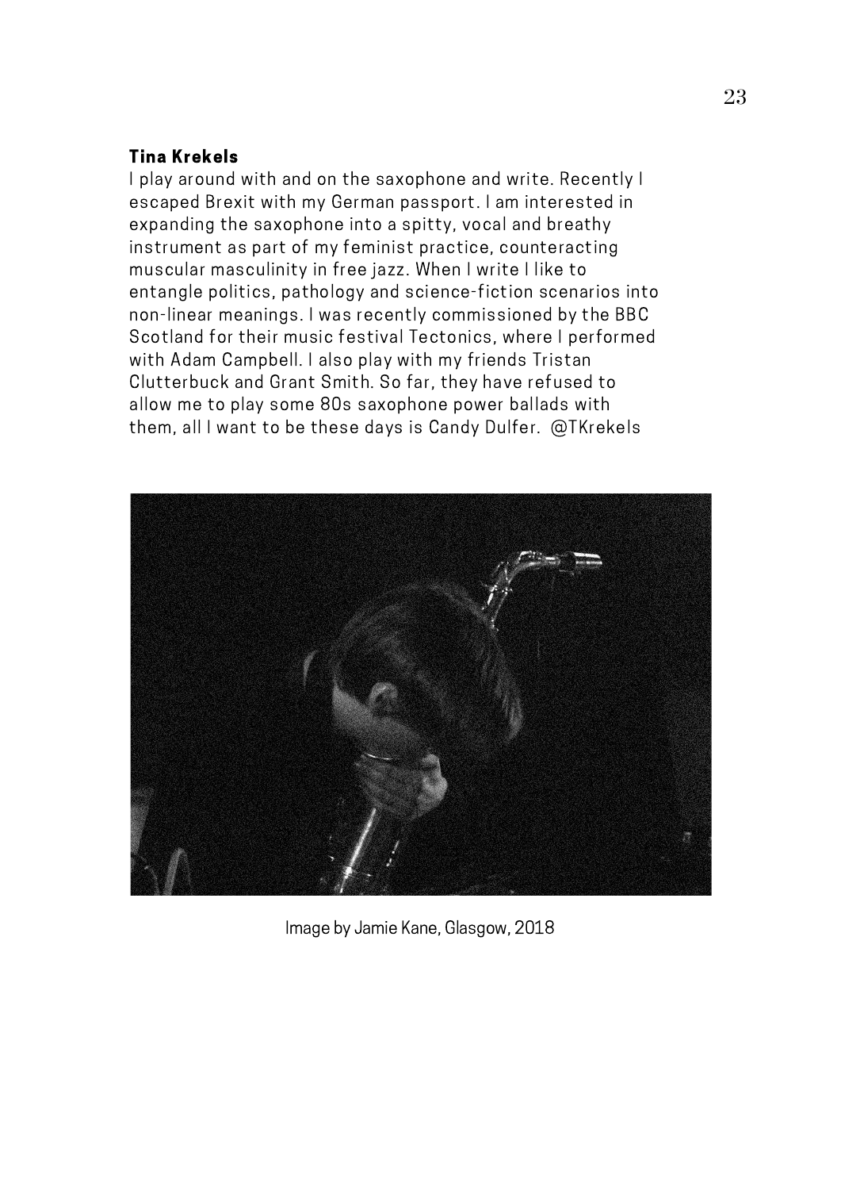**Tina Krekels**

I play around with and on the saxophone and write. Recently I escaped Brexit with my German passport. I am interested in expanding the saxophone into a spitty, vocal and breathy instrument as part of my feminist practice, counteracting muscular masculinity in free jazz. When I write I like to entangle politics, pathology and science-fiction scenarios into non-linear meanings. I was recently commissioned by the BBC Scotland for their music festival Tectonics, where I performed with Adam Campbell. I also play with my friends Tristan Clutterbuck and Grant Smith. So far, they have refused to allow me to play some 80s saxophone power ballads with them, all I want to be these days is Candy Dulfer. @TKrekels

Image by Jamie Kane, Glasgow, 2018